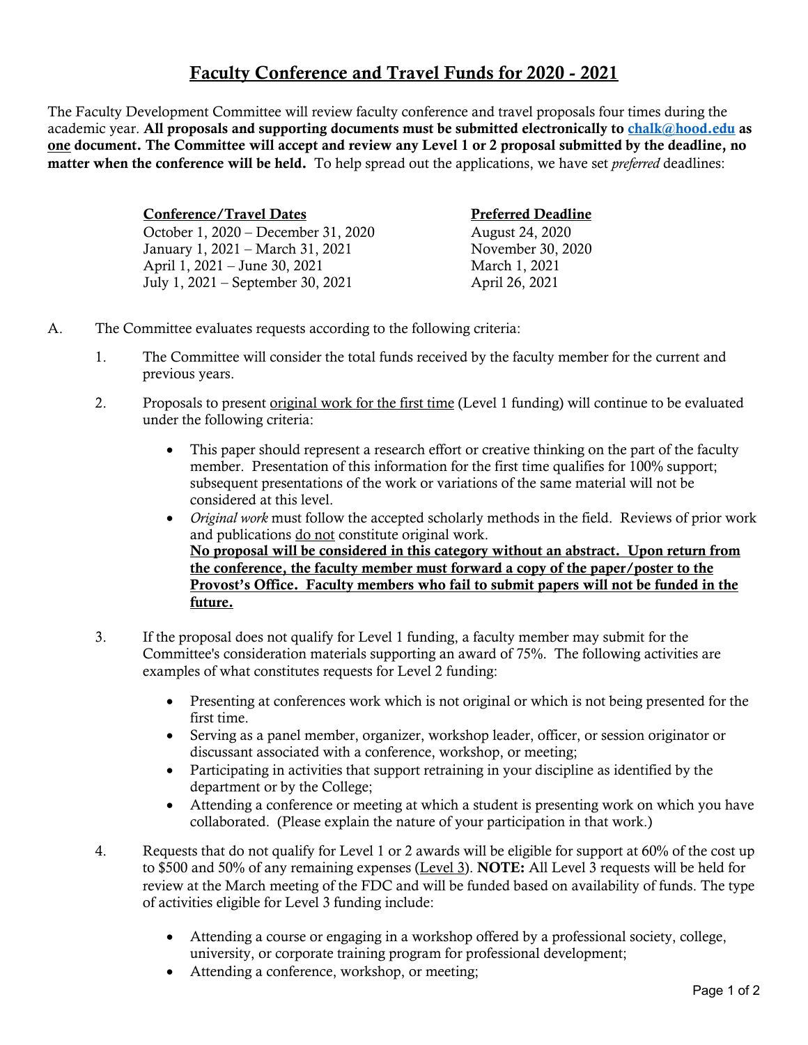# Faculty Conference and Travel Funds for 2020 - 2021

The Faculty Development Committee will review faculty conference and travel proposals four times during the academic year. **All proposals and supporting documents must be submitted electronically to [chalk@hood.edu](mailto:chalk@hood.edu) as one document. The Committee will accept and review any Level 1 or 2 proposal submitted by the deadline, no matter when the conference will be held.** To help spread out the applications, we have set *preferred* deadlines:

| Conference/Travel Dates | Preferred Deadline |
|---|---|
| October 1, 2020 – December 31, 2020 | August 24, 2020 |
| January 1, 2021 – March 31, 2021 | November 30, 2020 |
| April 1, 2021 – June 30, 2021 | March 1, 2021 |
| July 1, 2021 – September 30, 2021 | April 26, 2021 |

A. The Committee evaluates requests according to the following criteria:

1. The Committee will consider the total funds received by the faculty member for the current and previous years.

2. Proposals to present original work for the first time (Level 1 funding) will continue to be evaluated under the following criteria:

   - This paper should represent a research effort or creative thinking on the part of the faculty member. Presentation of this information for the first time qualifies for 100% support; subsequent presentations of the work or variations of the same material will not be considered at this level.
   - *Original work* must follow the accepted scholarly methods in the field. Reviews of prior work and publications do not constitute original work.
     **No proposal will be considered in this category without an abstract. Upon return from the conference, the faculty member must forward a copy of the paper/poster to the Provost's Office. Faculty members who fail to submit papers will not be funded in the future.**

3. If the proposal does not qualify for Level 1 funding, a faculty member may submit for the Committee's consideration materials supporting an award of 75%. The following activities are examples of what constitutes requests for Level 2 funding:

   - Presenting at conferences work which is not original or which is not being presented for the first time.
   - Serving as a panel member, organizer, workshop leader, officer, or session originator or discussant associated with a conference, workshop, or meeting;
   - Participating in activities that support retraining in your discipline as identified by the department or by the College;
   - Attending a conference or meeting at which a student is presenting work on which you have collaborated. (Please explain the nature of your participation in that work.)

4. Requests that do not qualify for Level 1 or 2 awards will be eligible for support at 60% of the cost up to $500 and 50% of any remaining expenses (Level 3). **NOTE:** All Level 3 requests will be held for review at the March meeting of the FDC and will be funded based on availability of funds. The type of activities eligible for Level 3 funding include:

   - Attending a course or engaging in a workshop offered by a professional society, college, university, or corporate training program for professional development;
   - Attending a conference, workshop, or meeting;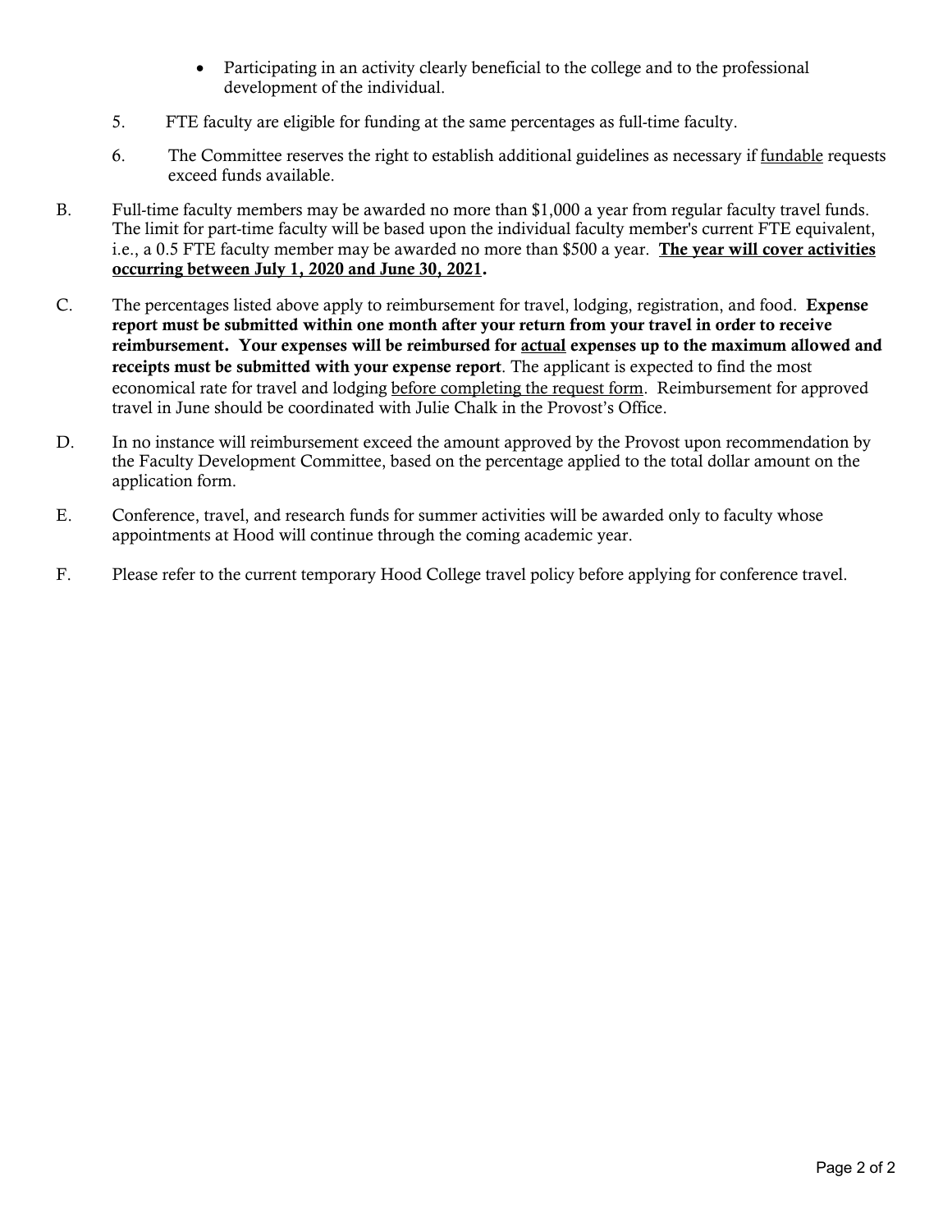- Participating in an activity clearly beneficial to the college and to the professional development of the individual.

5. FTE faculty are eligible for funding at the same percentages as full-time faculty.

6. The Committee reserves the right to establish additional guidelines as necessary if <u>fundable</u> requests exceed funds available.

B. Full-time faculty members may be awarded no more than $1,000 a year from regular faculty travel funds. The limit for part-time faculty will be based upon the individual faculty member's current FTE equivalent, i.e., a 0.5 FTE faculty member may be awarded no more than $500 a year. **<u>The year will cover activities occurring between July 1, 2020 and June 30, 2021</u>.**

C. The percentages listed above apply to reimbursement for travel, lodging, registration, and food. **Expense report must be submitted within one month after your return from your travel in order to receive reimbursement. Your expenses will be reimbursed for <u>actual</u> expenses up to the maximum allowed and receipts must be submitted with your expense report**. The applicant is expected to find the most economical rate for travel and lodging <u>before completing the request form</u>. Reimbursement for approved travel in June should be coordinated with Julie Chalk in the Provost's Office.

D. In no instance will reimbursement exceed the amount approved by the Provost upon recommendation by the Faculty Development Committee, based on the percentage applied to the total dollar amount on the application form.

E. Conference, travel, and research funds for summer activities will be awarded only to faculty whose appointments at Hood will continue through the coming academic year.

F. Please refer to the current temporary Hood College travel policy before applying for conference travel.